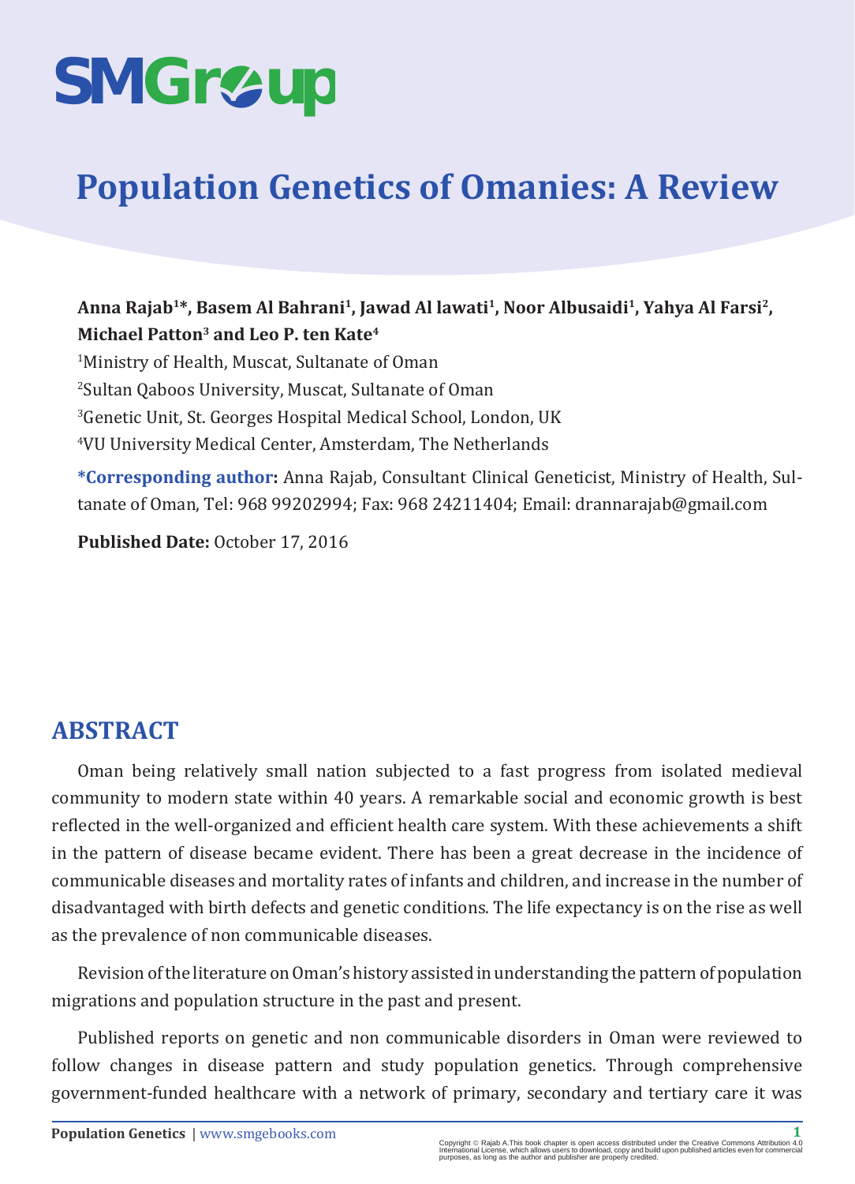SMGroup

# Population Genetics of Omanies: A Review

**Anna Rajab[1]*, Basem Al Bahrani[1], Jawad Al lawati[1], Noor Albusaidi[1], Yahya Al Farsi[2], Michael Patton[3] and Leo P. ten Kate[4]**

[1]Ministry of Health, Muscat, Sultanate of Oman

[2]Sultan Qaboos University, Muscat, Sultanate of Oman

[3]Genetic Unit, St. Georges Hospital Medical School, London, UK

[4]VU University Medical Center, Amsterdam, The Netherlands

**\*Corresponding author:** Anna Rajab, Consultant Clinical Geneticist, Ministry of Health, Sultanate of Oman, Tel: 968 99202994; Fax: 968 24211404; Email: drannarajab@gmail.com

**Published Date:** October 17, 2016

## ABSTRACT

Oman being relatively small nation subjected to a fast progress from isolated medieval community to modern state within 40 years. A remarkable social and economic growth is best reflected in the well-organized and efficient health care system. With these achievements a shift in the pattern of disease became evident. There has been a great decrease in the incidence of communicable diseases and mortality rates of infants and children, and increase in the number of disadvantaged with birth defects and genetic conditions. The life expectancy is on the rise as well as the prevalence of non communicable diseases.

Revision of the literature on Oman's history assisted in understanding the pattern of population migrations and population structure in the past and present.

Published reports on genetic and non communicable disorders in Oman were reviewed to follow changes in disease pattern and study population genetics. Through comprehensive government-funded healthcare with a network of primary, secondary and tertiary care it was

Copyright © Rajab A.This book chapter is open access distributed under the Creative Commons Attribution 4.0 International License, which allows users to download, copy and build upon published articles even for commercial purposes, as long as the author and publisher are properly credited.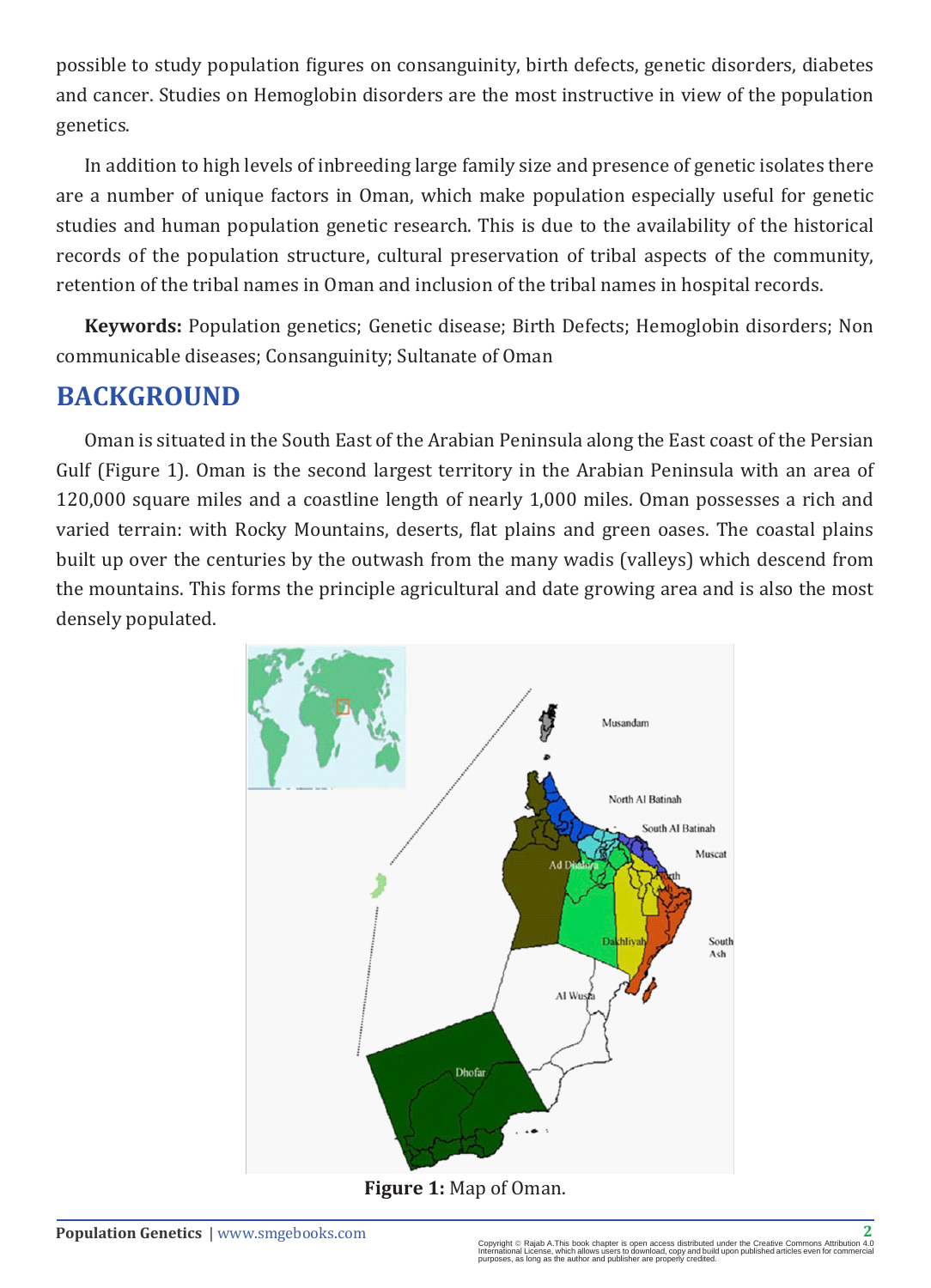possible to study population figures on consanguinity, birth defects, genetic disorders, diabetes and cancer. Studies on Hemoglobin disorders are the most instructive in view of the population genetics.

In addition to high levels of inbreeding large family size and presence of genetic isolates there are a number of unique factors in Oman, which make population especially useful for genetic studies and human population genetic research. This is due to the availability of the historical records of the population structure, cultural preservation of tribal aspects of the community, retention of the tribal names in Oman and inclusion of the tribal names in hospital records.

**Keywords:** Population genetics; Genetic disease; Birth Defects; Hemoglobin disorders; Non communicable diseases; Consanguinity; Sultanate of Oman

# BACKGROUND

Oman is situated in the South East of the Arabian Peninsula along the East coast of the Persian Gulf (Figure 1). Oman is the second largest territory in the Arabian Peninsula with an area of 120,000 square miles and a coastline length of nearly 1,000 miles. Oman possesses a rich and varied terrain: with Rocky Mountains, deserts, flat plains and green oases. The coastal plains built up over the centuries by the outwash from the many wadis (valleys) which descend from the mountains. This forms the principle agricultural and date growing area and is also the most densely populated.

**Figure 1:** Map of Oman.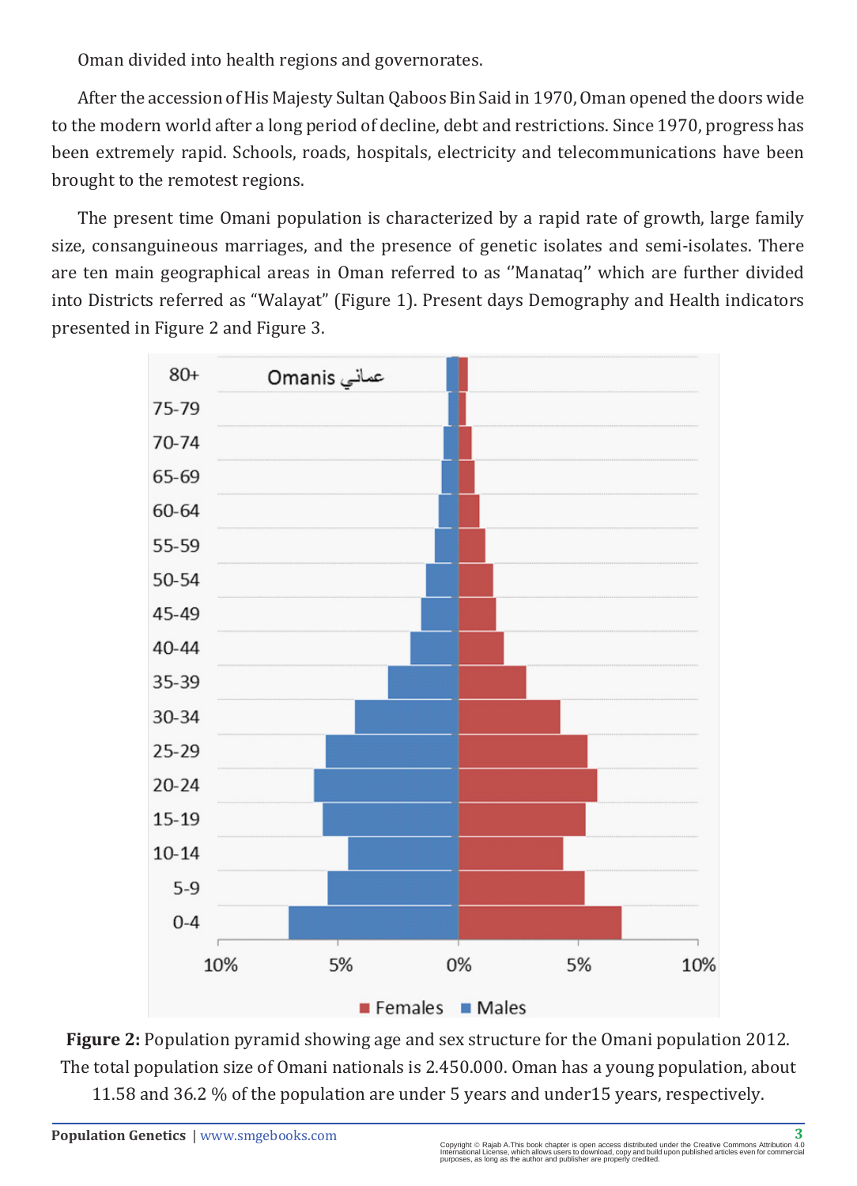Oman divided into health regions and governorates.

After the accession of His Majesty Sultan Qaboos Bin Said in 1970, Oman opened the doors wide to the modern world after a long period of decline, debt and restrictions. Since 1970, progress has been extremely rapid. Schools, roads, hospitals, electricity and telecommunications have been brought to the remotest regions.

The present time Omani population is characterized by a rapid rate of growth, large family size, consanguineous marriages, and the presence of genetic isolates and semi-isolates. There are ten main geographical areas in Oman referred to as ''Manataq'' which are further divided into Districts referred as "Walayat" (Figure 1). Present days Demography and Health indicators presented in Figure 2 and Figure 3.

**Figure 2:** Population pyramid showing age and sex structure for the Omani population 2012. The total population size of Omani nationals is 2.450.000. Oman has a young population, about 11.58 and 36.2 % of the population are under 5 years and under15 years, respectively.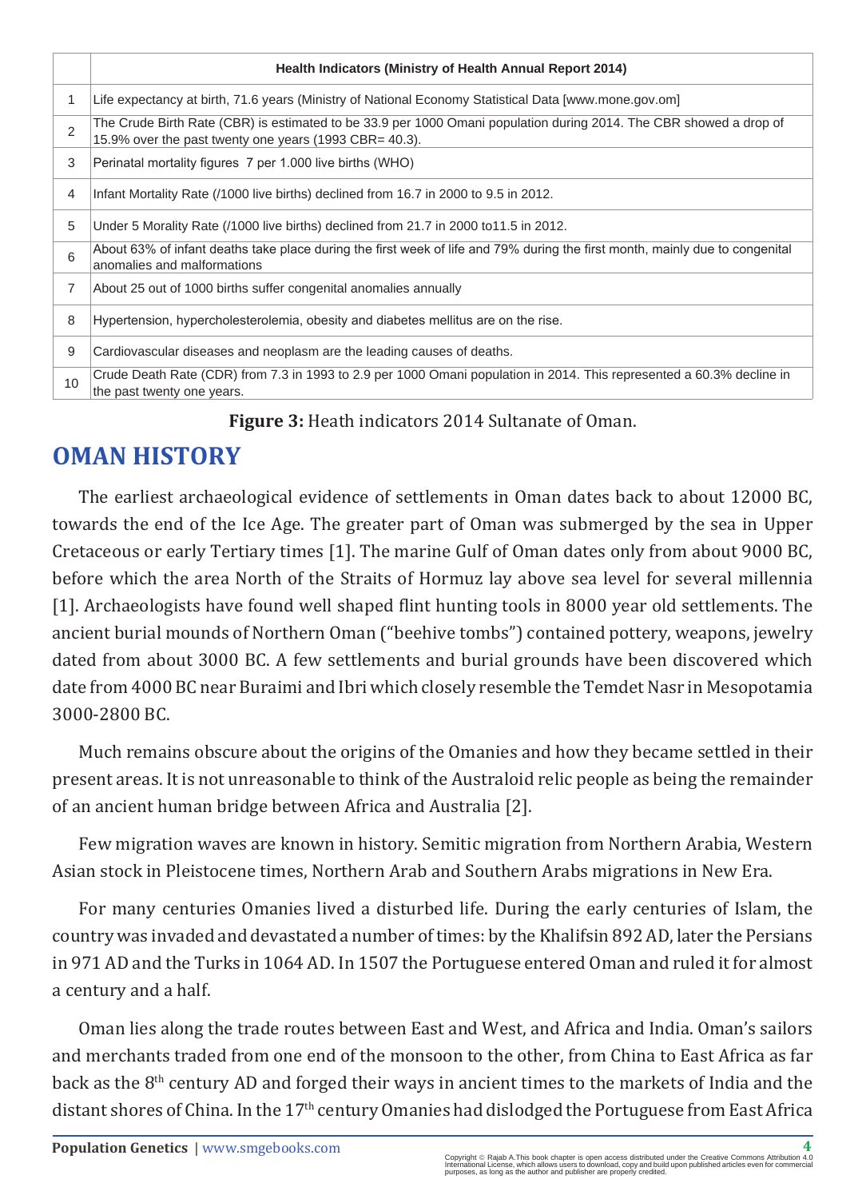| | Health Indicators (Ministry of Health Annual Report 2014) |
|---|---|
| 1 | Life expectancy at birth, 71.6 years (Ministry of National Economy Statistical Data [www.mone.gov.om] |
| 2 | The Crude Birth Rate (CBR) is estimated to be 33.9 per 1000 Omani population during 2014. The CBR showed a drop of 15.9% over the past twenty one years (1993 CBR= 40.3). |
| 3 | Perinatal mortality figures 7 per 1.000 live births (WHO) |
| 4 | Infant Mortality Rate (/1000 live births) declined from 16.7 in 2000 to 9.5 in 2012. |
| 5 | Under 5 Morality Rate (/1000 live births) declined from 21.7 in 2000 to11.5 in 2012. |
| 6 | About 63% of infant deaths take place during the first week of life and 79% during the first month, mainly due to congenital anomalies and malformations |
| 7 | About 25 out of 1000 births suffer congenital anomalies annually |
| 8 | Hypertension, hypercholesterolemia, obesity and diabetes mellitus are on the rise. |
| 9 | Cardiovascular diseases and neoplasm are the leading causes of deaths. |
| 10 | Crude Death Rate (CDR) from 7.3 in 1993 to 2.9 per 1000 Omani population in 2014. This represented a 60.3% decline in the past twenty one years. |

**Figure 3:** Heath indicators 2014 Sultanate of Oman.

## OMAN HISTORY

The earliest archaeological evidence of settlements in Oman dates back to about 12000 BC, towards the end of the Ice Age. The greater part of Oman was submerged by the sea in Upper Cretaceous or early Tertiary times [1]. The marine Gulf of Oman dates only from about 9000 BC, before which the area North of the Straits of Hormuz lay above sea level for several millennia [1]. Archaeologists have found well shaped flint hunting tools in 8000 year old settlements. The ancient burial mounds of Northern Oman ("beehive tombs") contained pottery, weapons, jewelry dated from about 3000 BC. A few settlements and burial grounds have been discovered which date from 4000 BC near Buraimi and Ibri which closely resemble the Temdet Nasr in Mesopotamia 3000-2800 BC.

Much remains obscure about the origins of the Omanies and how they became settled in their present areas. It is not unreasonable to think of the Australoid relic people as being the remainder of an ancient human bridge between Africa and Australia [2].

Few migration waves are known in history. Semitic migration from Northern Arabia, Western Asian stock in Pleistocene times, Northern Arab and Southern Arabs migrations in New Era.

For many centuries Omanies lived a disturbed life. During the early centuries of Islam, the country was invaded and devastated a number of times: by the Khalifsin 892 AD, later the Persians in 971 AD and the Turks in 1064 AD. In 1507 the Portuguese entered Oman and ruled it for almost a century and a half.

Oman lies along the trade routes between East and West, and Africa and India. Oman's sailors and merchants traded from one end of the monsoon to the other, from China to East Africa as far back as the 8th century AD and forged their ways in ancient times to the markets of India and the distant shores of China. In the 17th century Omanies had dislodged the Portuguese from East Africa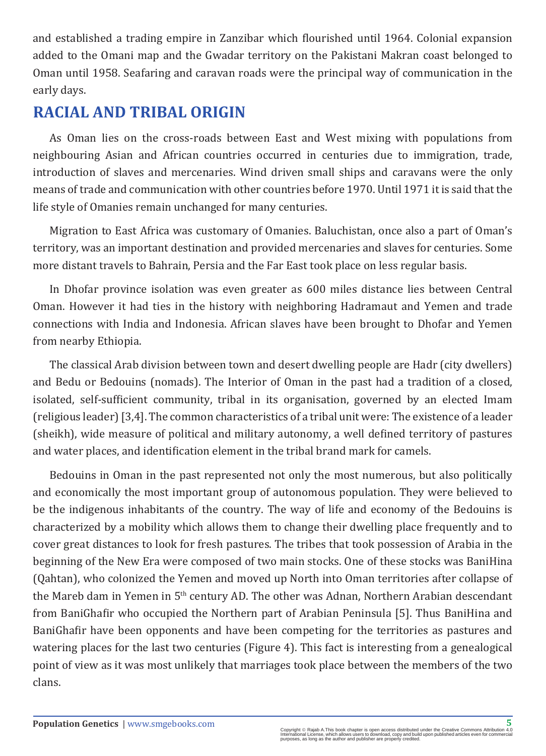and established a trading empire in Zanzibar which flourished until 1964. Colonial expansion added to the Omani map and the Gwadar territory on the Pakistani Makran coast belonged to Oman until 1958. Seafaring and caravan roads were the principal way of communication in the early days.

## RACIAL AND TRIBAL ORIGIN

As Oman lies on the cross-roads between East and West mixing with populations from neighbouring Asian and African countries occurred in centuries due to immigration, trade, introduction of slaves and mercenaries. Wind driven small ships and caravans were the only means of trade and communication with other countries before 1970. Until 1971 it is said that the life style of Omanies remain unchanged for many centuries.

Migration to East Africa was customary of Omanies. Baluchistan, once also a part of Oman's territory, was an important destination and provided mercenaries and slaves for centuries. Some more distant travels to Bahrain, Persia and the Far East took place on less regular basis.

In Dhofar province isolation was even greater as 600 miles distance lies between Central Oman. However it had ties in the history with neighboring Hadramaut and Yemen and trade connections with India and Indonesia. African slaves have been brought to Dhofar and Yemen from nearby Ethiopia.

The classical Arab division between town and desert dwelling people are Hadr (city dwellers) and Bedu or Bedouins (nomads). The Interior of Oman in the past had a tradition of a closed, isolated, self-sufficient community, tribal in its organisation, governed by an elected Imam (religious leader) [3,4]. The common characteristics of a tribal unit were: The existence of a leader (sheikh), wide measure of political and military autonomy, a well defined territory of pastures and water places, and identification element in the tribal brand mark for camels.

Bedouins in Oman in the past represented not only the most numerous, but also politically and economically the most important group of autonomous population. They were believed to be the indigenous inhabitants of the country. The way of life and economy of the Bedouins is characterized by a mobility which allows them to change their dwelling place frequently and to cover great distances to look for fresh pastures. The tribes that took possession of Arabia in the beginning of the New Era were composed of two main stocks. One of these stocks was BaniHina (Qahtan), who colonized the Yemen and moved up North into Oman territories after collapse of the Mareb dam in Yemen in 5th century AD. The other was Adnan, Northern Arabian descendant from BaniGhafir who occupied the Northern part of Arabian Peninsula [5]. Thus BaniHina and BaniGhafir have been opponents and have been competing for the territories as pastures and watering places for the last two centuries (Figure 4). This fact is interesting from a genealogical point of view as it was most unlikely that marriages took place between the members of the two clans.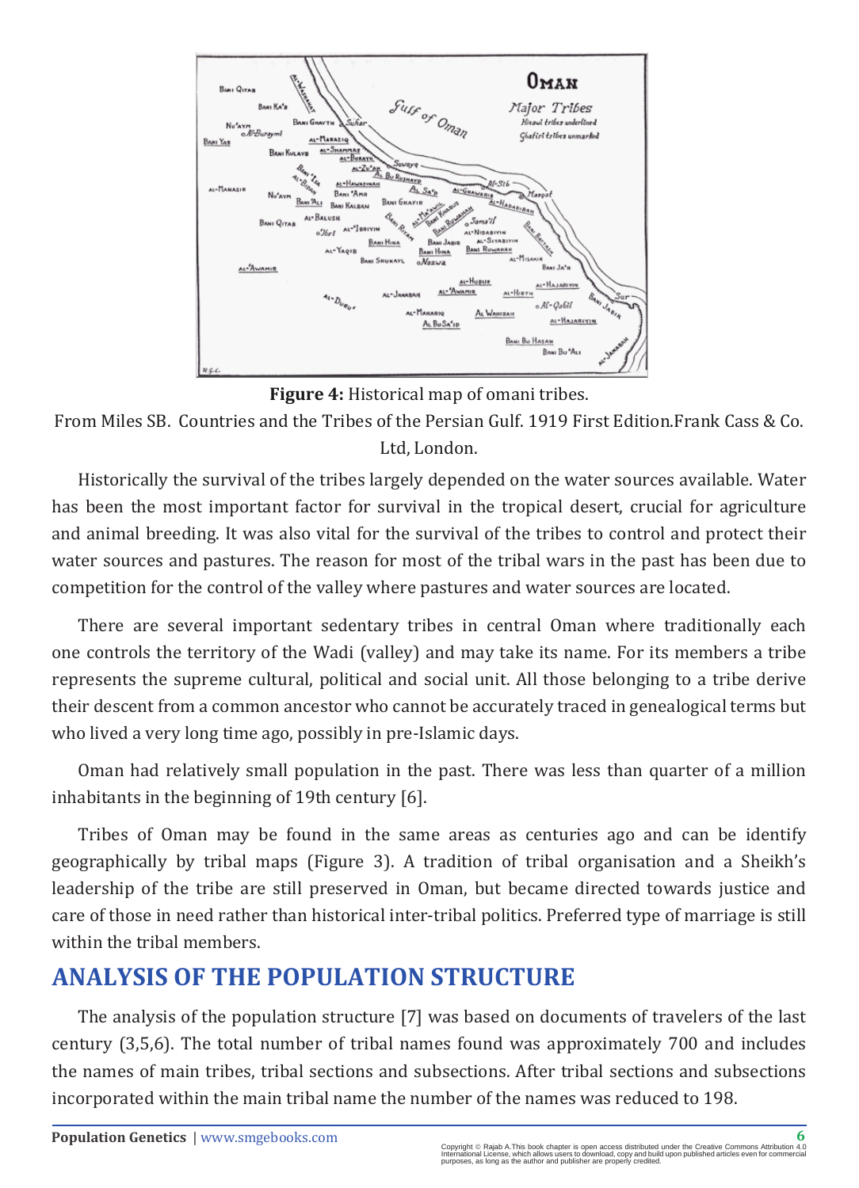**Figure 4:** Historical map of omani tribes.

From Miles SB. Countries and the Tribes of the Persian Gulf. 1919 First Edition.Frank Cass & Co. Ltd, London.

Historically the survival of the tribes largely depended on the water sources available. Water has been the most important factor for survival in the tropical desert, crucial for agriculture and animal breeding. It was also vital for the survival of the tribes to control and protect their water sources and pastures. The reason for most of the tribal wars in the past has been due to competition for the control of the valley where pastures and water sources are located.

There are several important sedentary tribes in central Oman where traditionally each one controls the territory of the Wadi (valley) and may take its name. For its members a tribe represents the supreme cultural, political and social unit. All those belonging to a tribe derive their descent from a common ancestor who cannot be accurately traced in genealogical terms but who lived a very long time ago, possibly in pre-Islamic days.

Oman had relatively small population in the past. There was less than quarter of a million inhabitants in the beginning of 19th century [6].

Tribes of Oman may be found in the same areas as centuries ago and can be identify geographically by tribal maps (Figure 3). A tradition of tribal organisation and a Sheikh's leadership of the tribe are still preserved in Oman, but became directed towards justice and care of those in need rather than historical inter-tribal politics. Preferred type of marriage is still within the tribal members.

## ANALYSIS OF THE POPULATION STRUCTURE

The analysis of the population structure [7] was based on documents of travelers of the last century (3,5,6). The total number of tribal names found was approximately 700 and includes the names of main tribes, tribal sections and subsections. After tribal sections and subsections incorporated within the main tribal name the number of the names was reduced to 198.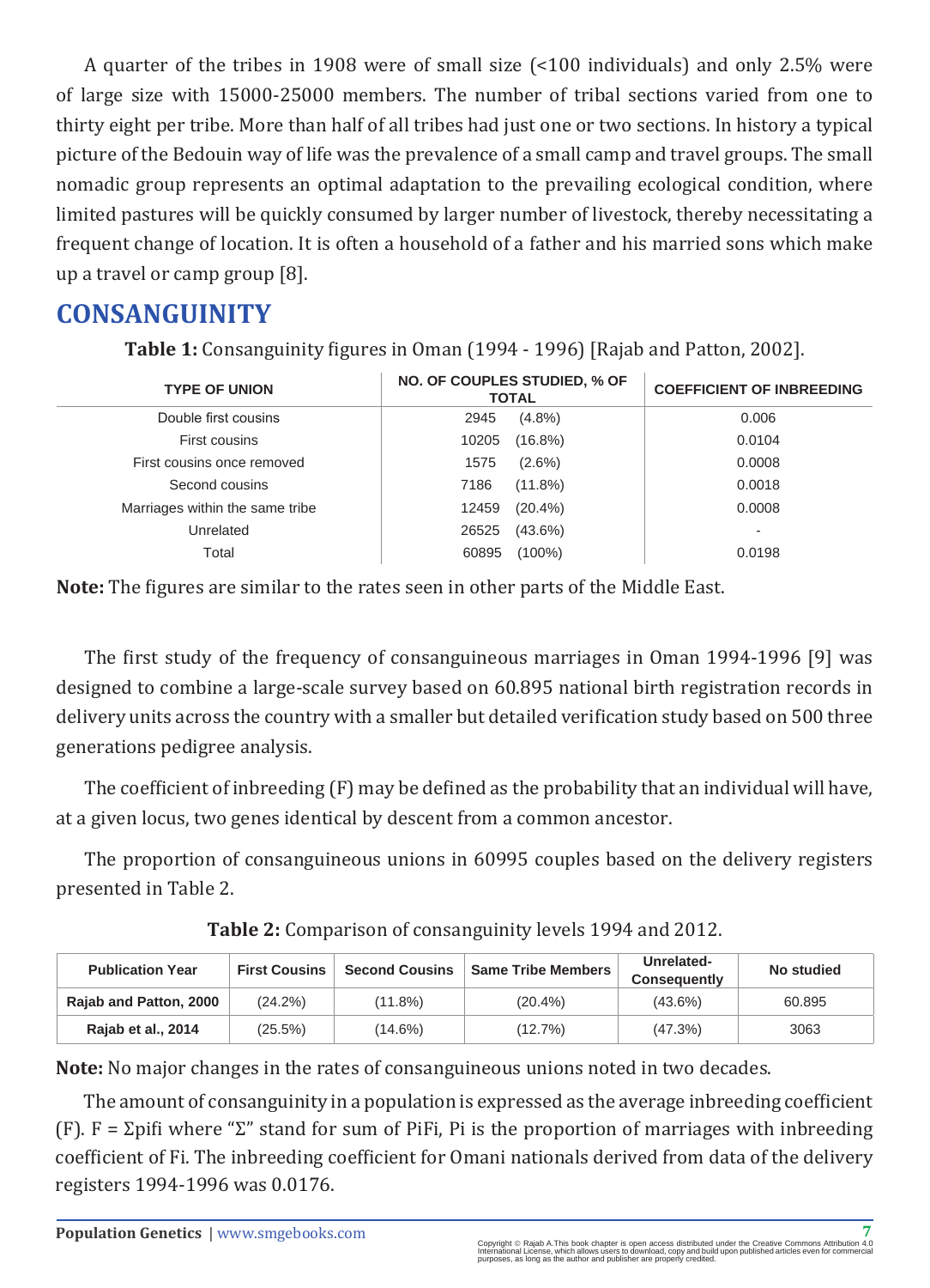A quarter of the tribes in 1908 were of small size (<100 individuals) and only 2.5% were of large size with 15000-25000 members. The number of tribal sections varied from one to thirty eight per tribe. More than half of all tribes had just one or two sections. In history a typical picture of the Bedouin way of life was the prevalence of a small camp and travel groups. The small nomadic group represents an optimal adaptation to the prevailing ecological condition, where limited pastures will be quickly consumed by larger number of livestock, thereby necessitating a frequent change of location. It is often a household of a father and his married sons which make up a travel or camp group [8].

## CONSANGUINITY

**Table 1:** Consanguinity figures in Oman (1994 - 1996) [Rajab and Patton, 2002].

| TYPE OF UNION | NO. OF COUPLES STUDIED, % OF TOTAL | COEFFICIENT OF INBREEDING |
|---|---|---|
| Double first cousins | 2945 (4.8%) | 0.006 |
| First cousins | 10205 (16.8%) | 0.0104 |
| First cousins once removed | 1575 (2.6%) | 0.0008 |
| Second cousins | 7186 (11.8%) | 0.0018 |
| Marriages within the same tribe | 12459 (20.4%) | 0.0008 |
| Unrelated | 26525 (43.6%) | - |
| Total | 60895 (100%) | 0.0198 |

**Note:** The figures are similar to the rates seen in other parts of the Middle East.

The first study of the frequency of consanguineous marriages in Oman 1994-1996 [9] was designed to combine a large-scale survey based on 60.895 national birth registration records in delivery units across the country with a smaller but detailed verification study based on 500 three generations pedigree analysis.

The coefficient of inbreeding (F) may be defined as the probability that an individual will have, at a given locus, two genes identical by descent from a common ancestor.

The proportion of consanguineous unions in 60995 couples based on the delivery registers presented in Table 2.

**Table 2:** Comparison of consanguinity levels 1994 and 2012.

| Publication Year | First Cousins | Second Cousins | Same Tribe Members | Unrelated-Consequently | No studied |
|---|---|---|---|---|---|
| Rajab and Patton, 2000 | (24.2%) | (11.8%) | (20.4%) | (43.6%) | 60.895 |
| Rajab et al., 2014 | (25.5%) | (14.6%) | (12.7%) | (47.3%) | 3063 |

**Note:** No major changes in the rates of consanguineous unions noted in two decades.

The amount of consanguinity in a population is expressed as the average inbreeding coefficient (F). F = Σpifi where "Σ" stand for sum of PiFi, Pi is the proportion of marriages with inbreeding coefficient of Fi. The inbreeding coefficient for Omani nationals derived from data of the delivery registers 1994-1996 was 0.0176.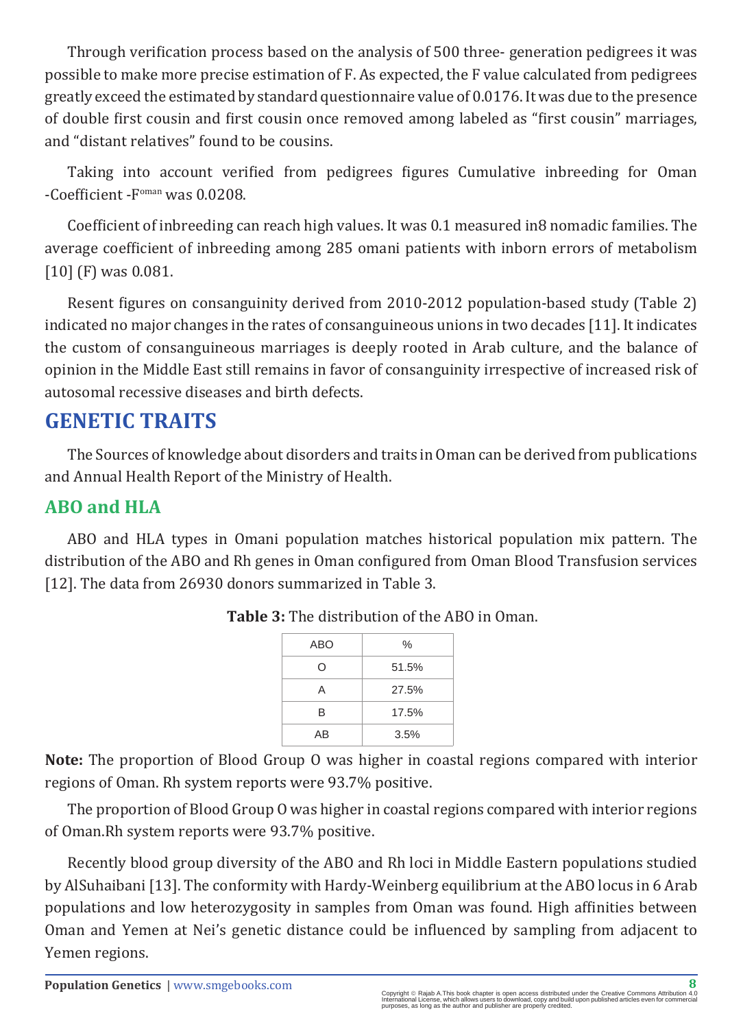Through verification process based on the analysis of 500 three- generation pedigrees it was possible to make more precise estimation of F. As expected, the F value calculated from pedigrees greatly exceed the estimated by standard questionnaire value of 0.0176. It was due to the presence of double first cousin and first cousin once removed among labeled as “first cousin” marriages, and “distant relatives” found to be cousins.

Taking into account verified from pedigrees figures Cumulative inbreeding for Oman -Coefficient -$F^{oman}$ was 0.0208.

Coefficient of inbreeding can reach high values. It was 0.1 measured in8 nomadic families. The average coefficient of inbreeding among 285 omani patients with inborn errors of metabolism [10] (F) was 0.081.

Resent figures on consanguinity derived from 2010-2012 population-based study (Table 2) indicated no major changes in the rates of consanguineous unions in two decades [11]. It indicates the custom of consanguineous marriages is deeply rooted in Arab culture, and the balance of opinion in the Middle East still remains in favor of consanguinity irrespective of increased risk of autosomal recessive diseases and birth defects.

# GENETIC TRAITS

The Sources of knowledge about disorders and traits in Oman can be derived from publications and Annual Health Report of the Ministry of Health.

## ABO and HLA

ABO and HLA types in Omani population matches historical population mix pattern. The distribution of the ABO and Rh genes in Oman configured from Oman Blood Transfusion services [12]. The data from 26930 donors summarized in Table 3.

**Table 3:** The distribution of the ABO in Oman.

| ABO | % |
|---|---|
| O | 51.5% |
| A | 27.5% |
| B | 17.5% |
| AB | 3.5% |

**Note:** The proportion of Blood Group O was higher in coastal regions compared with interior regions of Oman. Rh system reports were 93.7% positive.

The proportion of Blood Group O was higher in coastal regions compared with interior regions of Oman.Rh system reports were 93.7% positive.

Recently blood group diversity of the ABO and Rh loci in Middle Eastern populations studied by AlSuhaibani [13]. The conformity with Hardy-Weinberg equilibrium at the ABO locus in 6 Arab populations and low heterozygosity in samples from Oman was found. High affinities between Oman and Yemen at Nei’s genetic distance could be influenced by sampling from adjacent to Yemen regions.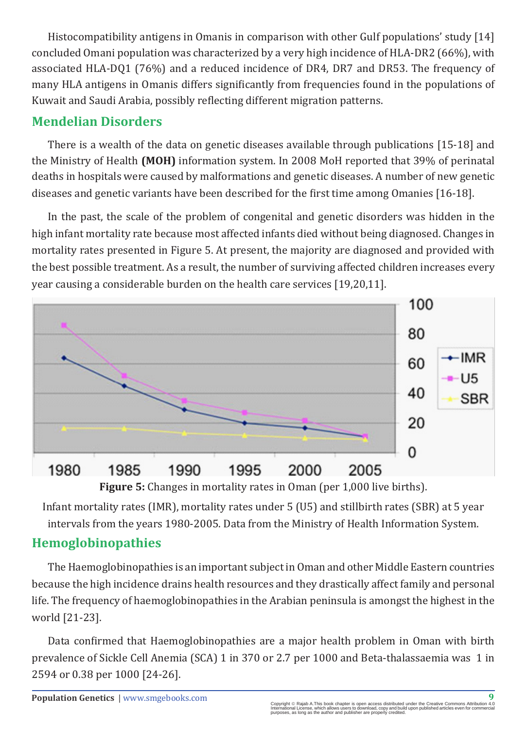Histocompatibility antigens in Omanis in comparison with other Gulf populations' study [14] concluded Omani population was characterized by a very high incidence of HLA-DR2 (66%), with associated HLA-DQ1 (76%) and a reduced incidence of DR4, DR7 and DR53. The frequency of many HLA antigens in Omanis differs significantly from frequencies found in the populations of Kuwait and Saudi Arabia, possibly reflecting different migration patterns.

## Mendelian Disorders

There is a wealth of the data on genetic diseases available through publications [15-18] and the Ministry of Health **(MOH)** information system. In 2008 MoH reported that 39% of perinatal deaths in hospitals were caused by malformations and genetic diseases. A number of new genetic diseases and genetic variants have been described for the first time among Omanies [16-18].

In the past, the scale of the problem of congenital and genetic disorders was hidden in the high infant mortality rate because most affected infants died without being diagnosed. Changes in mortality rates presented in Figure 5. At present, the majority are diagnosed and provided with the best possible treatment. As a result, the number of surviving affected children increases every year causing a considerable burden on the health care services [19,20,11].

**Figure 5:** Changes in mortality rates in Oman (per 1,000 live births).

Infant mortality rates (IMR), mortality rates under 5 (U5) and stillbirth rates (SBR) at 5 year intervals from the years 1980-2005. Data from the Ministry of Health Information System.

## Hemoglobinopathies

The Haemoglobinopathies is an important subject in Oman and other Middle Eastern countries because the high incidence drains health resources and they drastically affect family and personal life. The frequency of haemoglobinopathies in the Arabian peninsula is amongst the highest in the world [21-23].

Data confirmed that Haemoglobinopathies are a major health problem in Oman with birth prevalence of Sickle Cell Anemia (SCA) 1 in 370 or 2.7 per 1000 and Beta-thalassaemia was 1 in 2594 or 0.38 per 1000 [24-26].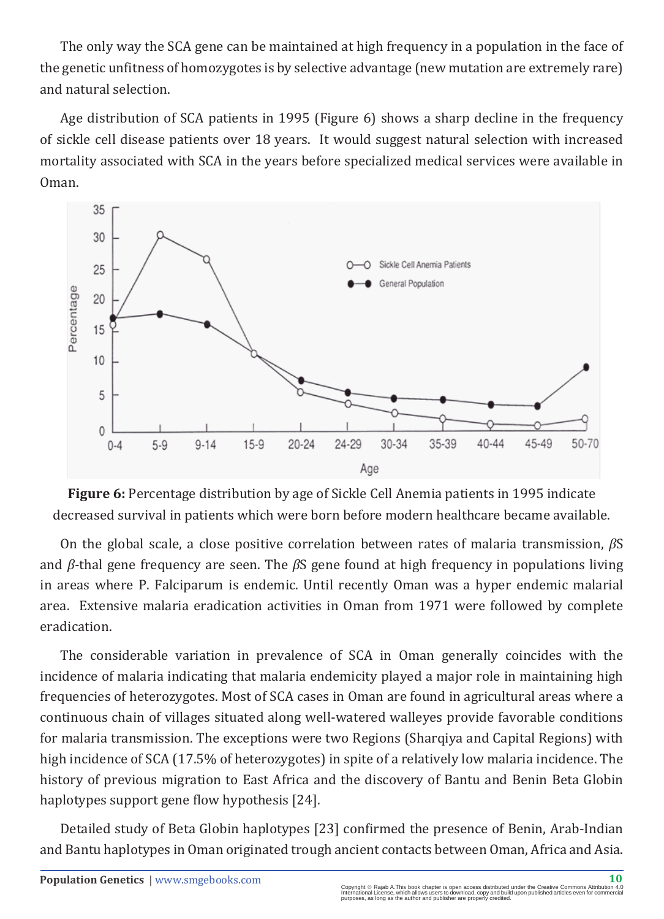The only way the SCA gene can be maintained at high frequency in a population in the face of the genetic unfitness of homozygotes is by selective advantage (new mutation are extremely rare) and natural selection.

Age distribution of SCA patients in 1995 (Figure 6) shows a sharp decline in the frequency of sickle cell disease patients over 18 years. It would suggest natural selection with increased mortality associated with SCA in the years before specialized medical services were available in Oman.

**Figure 6:** Percentage distribution by age of Sickle Cell Anemia patients in 1995 indicate decreased survival in patients which were born before modern healthcare became available.

On the global scale, a close positive correlation between rates of malaria transmission, $\beta$S and $\beta$-thal gene frequency are seen. The $\beta$S gene found at high frequency in populations living in areas where P. Falciparum is endemic. Until recently Oman was a hyper endemic malarial area. Extensive malaria eradication activities in Oman from 1971 were followed by complete eradication.

The considerable variation in prevalence of SCA in Oman generally coincides with the incidence of malaria indicating that malaria endemicity played a major role in maintaining high frequencies of heterozygotes. Most of SCA cases in Oman are found in agricultural areas where a continuous chain of villages situated along well-watered walleyes provide favorable conditions for malaria transmission. The exceptions were two Regions (Sharqiya and Capital Regions) with high incidence of SCA (17.5% of heterozygotes) in spite of a relatively low malaria incidence. The history of previous migration to East Africa and the discovery of Bantu and Benin Beta Globin haplotypes support gene flow hypothesis [24].

Detailed study of Beta Globin haplotypes [23] confirmed the presence of Benin, Arab-Indian and Bantu haplotypes in Oman originated trough ancient contacts between Oman, Africa and Asia.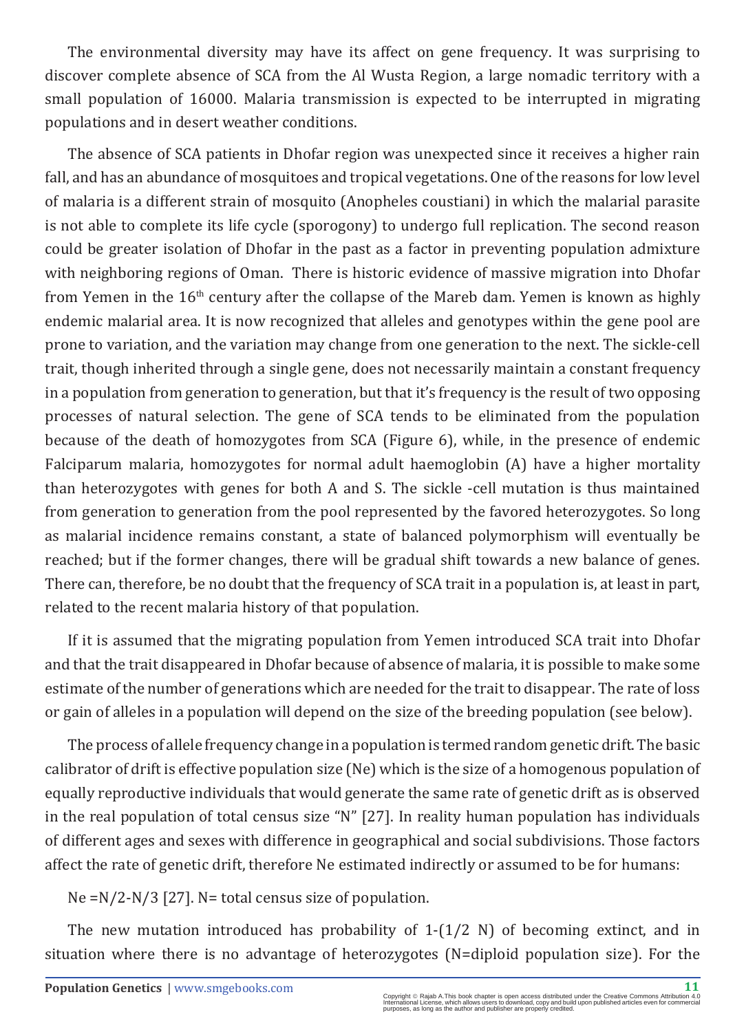The environmental diversity may have its affect on gene frequency. It was surprising to discover complete absence of SCA from the Al Wusta Region, a large nomadic territory with a small population of 16000. Malaria transmission is expected to be interrupted in migrating populations and in desert weather conditions.

The absence of SCA patients in Dhofar region was unexpected since it receives a higher rain fall, and has an abundance of mosquitoes and tropical vegetations. One of the reasons for low level of malaria is a different strain of mosquito (Anopheles coustiani) in which the malarial parasite is not able to complete its life cycle (sporogony) to undergo full replication. The second reason could be greater isolation of Dhofar in the past as a factor in preventing population admixture with neighboring regions of Oman. There is historic evidence of massive migration into Dhofar from Yemen in the $16^{th}$ century after the collapse of the Mareb dam. Yemen is known as highly endemic malarial area. It is now recognized that alleles and genotypes within the gene pool are prone to variation, and the variation may change from one generation to the next. The sickle-cell trait, though inherited through a single gene, does not necessarily maintain a constant frequency in a population from generation to generation, but that it's frequency is the result of two opposing processes of natural selection. The gene of SCA tends to be eliminated from the population because of the death of homozygotes from SCA (Figure 6), while, in the presence of endemic Falciparum malaria, homozygotes for normal adult haemoglobin (A) have a higher mortality than heterozygotes with genes for both A and S. The sickle -cell mutation is thus maintained from generation to generation from the pool represented by the favored heterozygotes. So long as malarial incidence remains constant, a state of balanced polymorphism will eventually be reached; but if the former changes, there will be gradual shift towards a new balance of genes. There can, therefore, be no doubt that the frequency of SCA trait in a population is, at least in part, related to the recent malaria history of that population.

If it is assumed that the migrating population from Yemen introduced SCA trait into Dhofar and that the trait disappeared in Dhofar because of absence of malaria, it is possible to make some estimate of the number of generations which are needed for the trait to disappear. The rate of loss or gain of alleles in a population will depend on the size of the breeding population (see below).

The process of allele frequency change in a population is termed random genetic drift. The basic calibrator of drift is effective population size (Ne) which is the size of a homogenous population of equally reproductive individuals that would generate the same rate of genetic drift as is observed in the real population of total census size "N" [27]. In reality human population has individuals of different ages and sexes with difference in geographical and social subdivisions. Those factors affect the rate of genetic drift, therefore Ne estimated indirectly or assumed to be for humans:

$Ne = N/2 - N/3$ [27]. N= total census size of population.

The new mutation introduced has probability of $1-(1/2\ N)$ of becoming extinct, and in situation where there is no advantage of heterozygotes (N=diploid population size). For the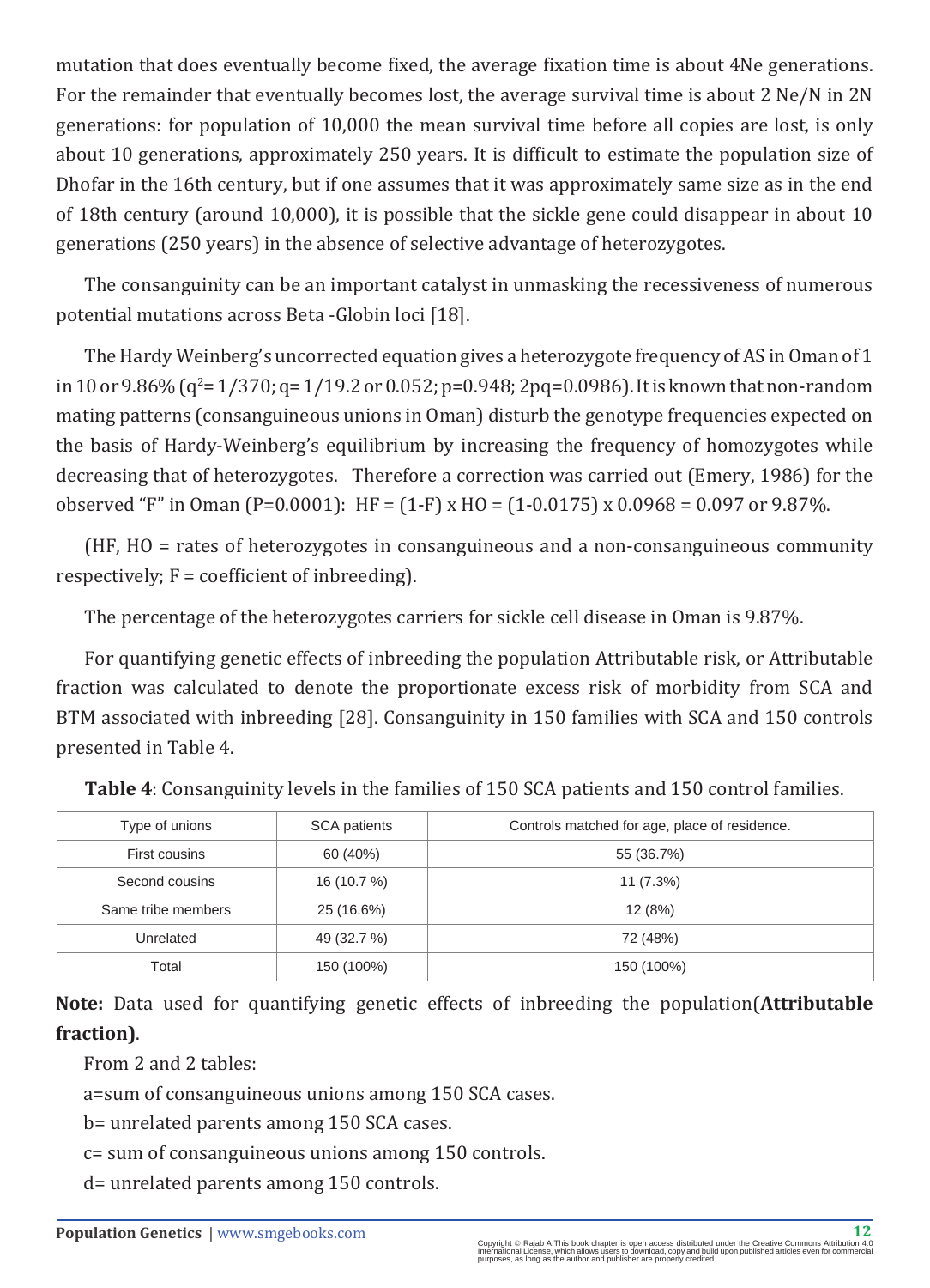mutation that does eventually become fixed, the average fixation time is about 4Ne generations. For the remainder that eventually becomes lost, the average survival time is about 2 Ne/N in 2N generations: for population of 10,000 the mean survival time before all copies are lost, is only about 10 generations, approximately 250 years. It is difficult to estimate the population size of Dhofar in the 16th century, but if one assumes that it was approximately same size as in the end of 18th century (around 10,000), it is possible that the sickle gene could disappear in about 10 generations (250 years) in the absence of selective advantage of heterozygotes.

The consanguinity can be an important catalyst in unmasking the recessiveness of numerous potential mutations across Beta -Globin loci [18].

The Hardy Weinberg's uncorrected equation gives a heterozygote frequency of AS in Oman of 1 in 10 or 9.86% ($q^2$= 1/370; q= 1/19.2 or 0.052; p=0.948; 2pq=0.0986). It is known that non-random mating patterns (consanguineous unions in Oman) disturb the genotype frequencies expected on the basis of Hardy-Weinberg's equilibrium by increasing the frequency of homozygotes while decreasing that of heterozygotes. Therefore a correction was carried out (Emery, 1986) for the observed "F" in Oman (P=0.0001): HF = (1-F) x HO = (1-0.0175) x 0.0968 = 0.097 or 9.87%.

(HF, HO = rates of heterozygotes in consanguineous and a non-consanguineous community respectively; F = coefficient of inbreeding).

The percentage of the heterozygotes carriers for sickle cell disease in Oman is 9.87%.

For quantifying genetic effects of inbreeding the population Attributable risk, or Attributable fraction was calculated to denote the proportionate excess risk of morbidity from SCA and BTM associated with inbreeding [28]. Consanguinity in 150 families with SCA and 150 controls presented in Table 4.

**Table 4**: Consanguinity levels in the families of 150 SCA patients and 150 control families.

| Type of unions | SCA patients | Controls matched for age, place of residence. |
|---|---|---|
| First cousins | 60 (40%) | 55 (36.7%) |
| Second cousins | 16 (10.7 %) | 11 (7.3%) |
| Same tribe members | 25 (16.6%) | 12 (8%) |
| Unrelated | 49 (32.7 %) | 72 (48%) |
| Total | 150 (100%) | 150 (100%) |

**Note:** Data used for quantifying genetic effects of inbreeding the population(**Attributable fraction)**.

From 2 and 2 tables:

a=sum of consanguineous unions among 150 SCA cases.

b= unrelated parents among 150 SCA cases.

c= sum of consanguineous unions among 150 controls.

d= unrelated parents among 150 controls.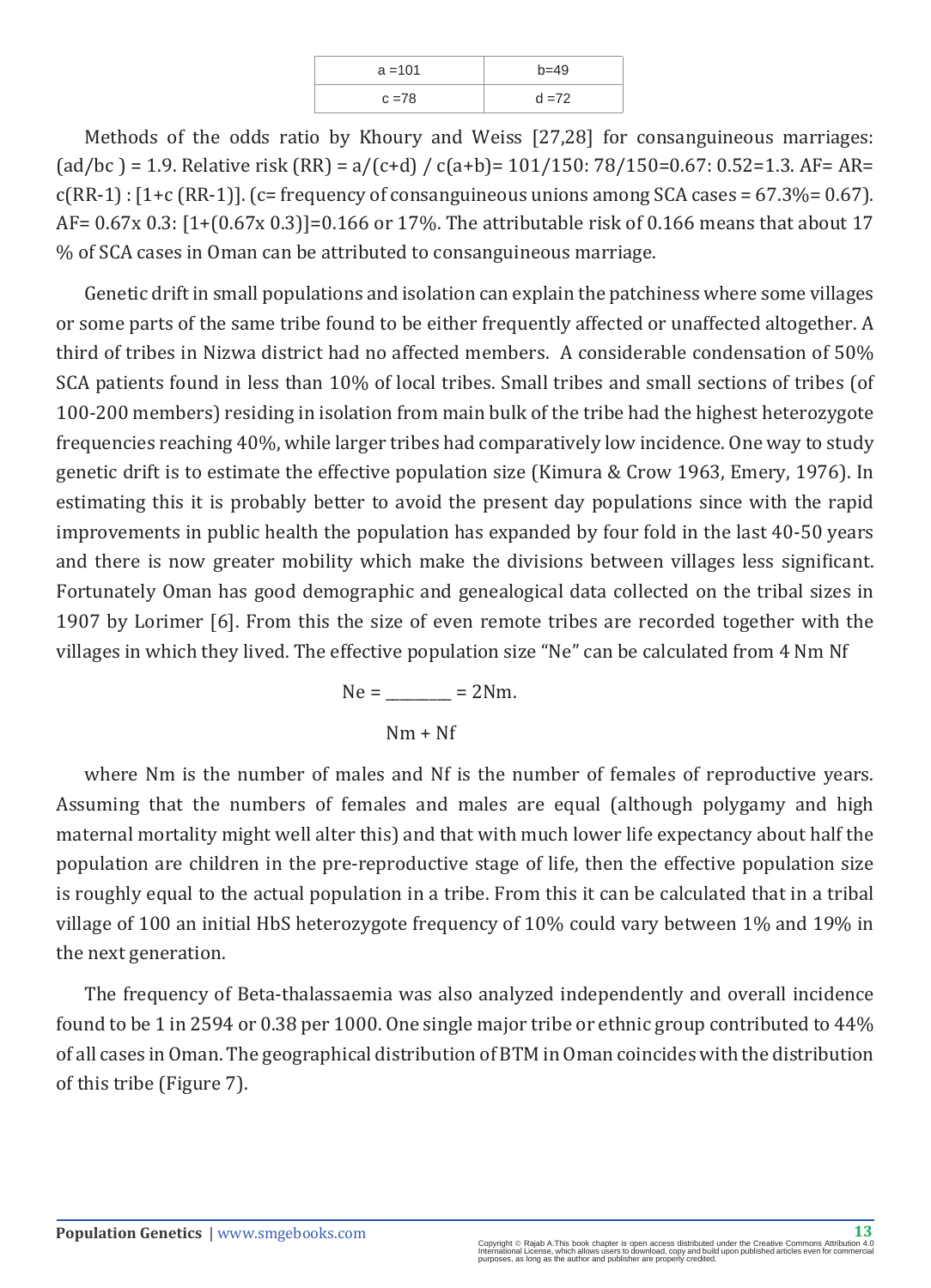| a =101 | b=49 |
|---|---|
| c =78 | d =72 |

Methods of the odds ratio by Khoury and Weiss [27,28] for consanguineous marriages: (ad/bc ) = 1.9. Relative risk (RR) = a/(c+d) / c(a+b)= 101/150: 78/150=0.67: 0.52=1.3. AF= AR= c(RR-1) : [1+c (RR-1)]. (c= frequency of consanguineous unions among SCA cases = 67.3%= 0.67). AF= 0.67x 0.3: [1+(0.67x 0.3)]=0.166 or 17%. The attributable risk of 0.166 means that about 17 % of SCA cases in Oman can be attributed to consanguineous marriage.

Genetic drift in small populations and isolation can explain the patchiness where some villages or some parts of the same tribe found to be either frequently affected or unaffected altogether. A third of tribes in Nizwa district had no affected members. A considerable condensation of 50% SCA patients found in less than 10% of local tribes. Small tribes and small sections of tribes (of 100-200 members) residing in isolation from main bulk of the tribe had the highest heterozygote frequencies reaching 40%, while larger tribes had comparatively low incidence. One way to study genetic drift is to estimate the effective population size (Kimura & Crow 1963, Emery, 1976). In estimating this it is probably better to avoid the present day populations since with the rapid improvements in public health the population has expanded by four fold in the last 40-50 years and there is now greater mobility which make the divisions between villages less significant. Fortunately Oman has good demographic and genealogical data collected on the tribal sizes in 1907 by Lorimer [6]. From this the size of even remote tribes are recorded together with the villages in which they lived. The effective population size "Ne" can be calculated from

$$Ne = \frac{4\,Nm\,Nf}{Nm + Nf} = 2Nm.$$

where Nm is the number of males and Nf is the number of females of reproductive years. Assuming that the numbers of females and males are equal (although polygamy and high maternal mortality might well alter this) and that with much lower life expectancy about half the population are children in the pre-reproductive stage of life, then the effective population size is roughly equal to the actual population in a tribe. From this it can be calculated that in a tribal village of 100 an initial HbS heterozygote frequency of 10% could vary between 1% and 19% in the next generation.

The frequency of Beta-thalassaemia was also analyzed independently and overall incidence found to be 1 in 2594 or 0.38 per 1000. One single major tribe or ethnic group contributed to 44% of all cases in Oman. The geographical distribution of BTM in Oman coincides with the distribution of this tribe (Figure 7).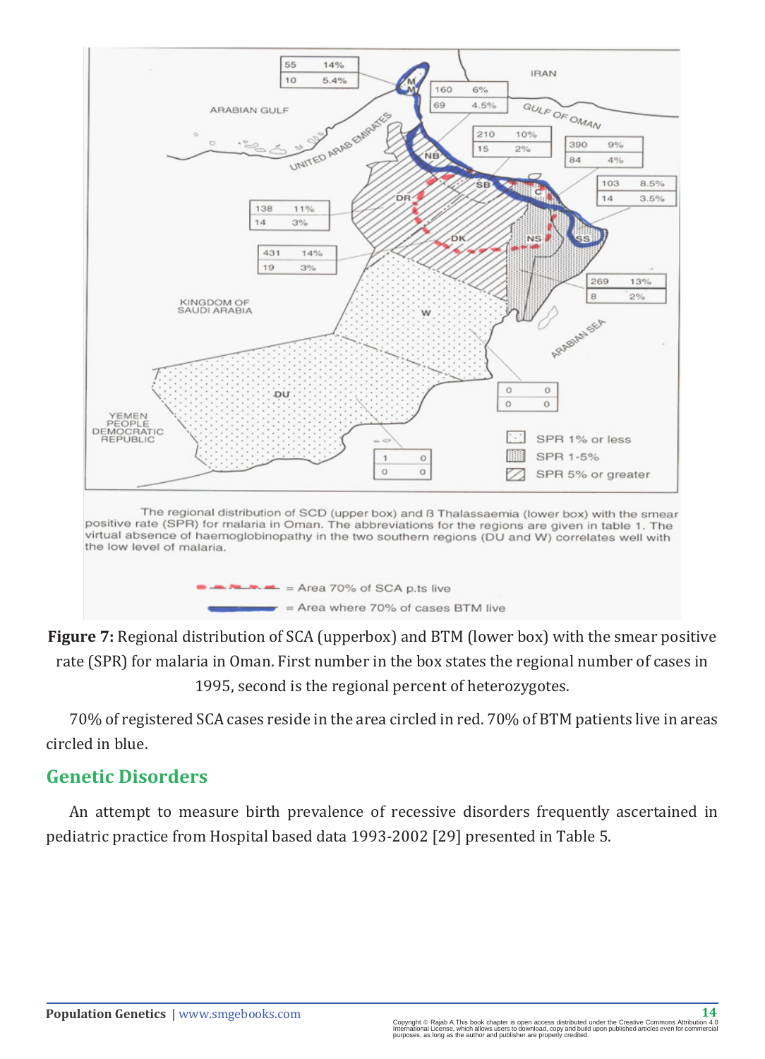**Figure 7:** Regional distribution of SCA (upperbox) and BTM (lower box) with the smear positive rate (SPR) for malaria in Oman. First number in the box states the regional number of cases in 1995, second is the regional percent of heterozygotes.

70% of registered SCA cases reside in the area circled in red. 70% of BTM patients live in areas circled in blue.

## Genetic Disorders

An attempt to measure birth prevalence of recessive disorders frequently ascertained in pediatric practice from Hospital based data 1993-2002 [29] presented in Table 5.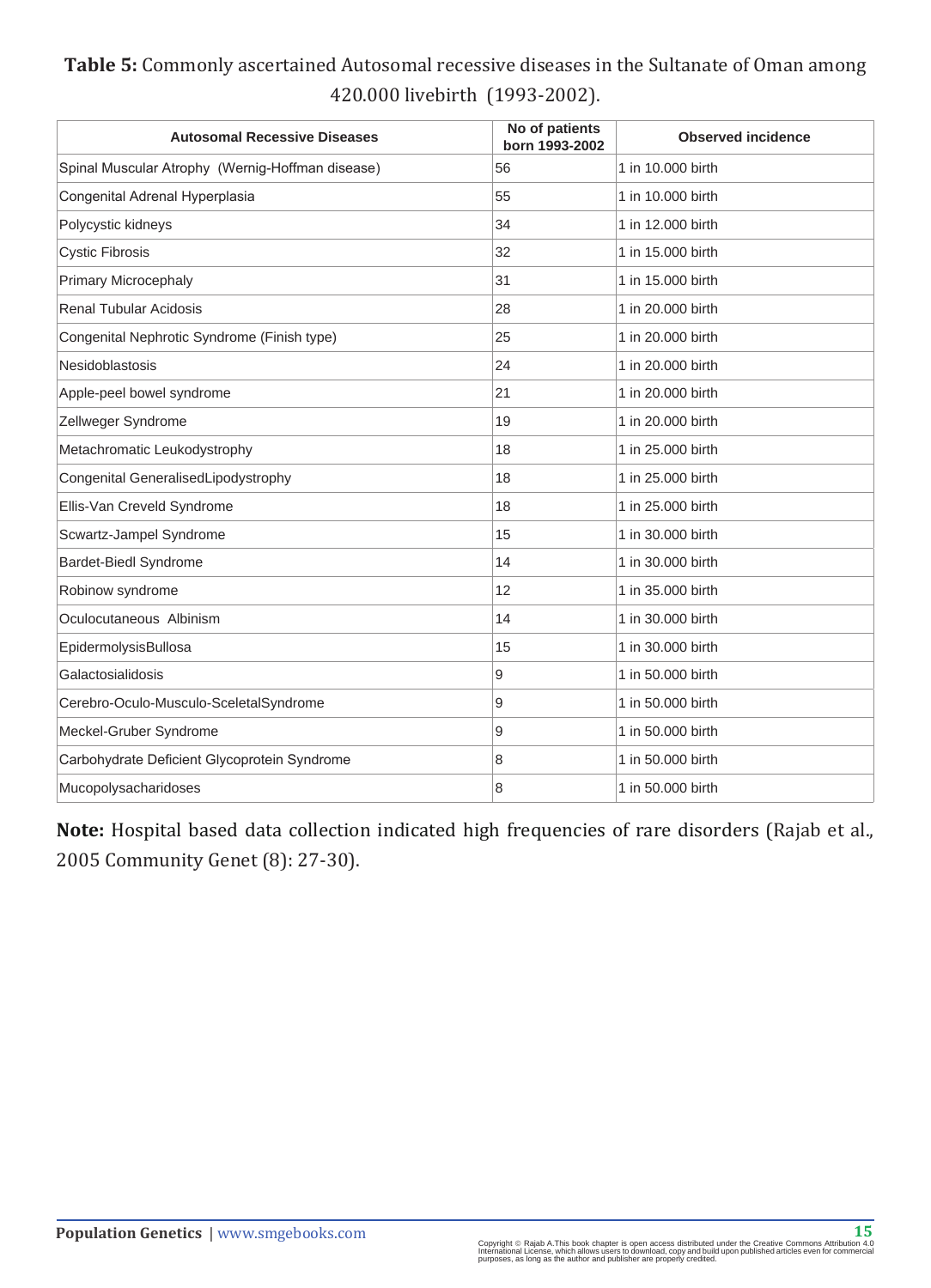**Table 5:** Commonly ascertained Autosomal recessive diseases in the Sultanate of Oman among 420.000 livebirth (1993-2002).

| Autosomal Recessive Diseases | No of patients born 1993-2002 | Observed incidence |
|---|---|---|
| Spinal Muscular Atrophy (Wernig-Hoffman disease) | 56 | 1 in 10.000 birth |
| Congenital Adrenal Hyperplasia | 55 | 1 in 10.000 birth |
| Polycystic kidneys | 34 | 1 in 12.000 birth |
| Cystic Fibrosis | 32 | 1 in 15.000 birth |
| Primary Microcephaly | 31 | 1 in 15.000 birth |
| Renal Tubular Acidosis | 28 | 1 in 20.000 birth |
| Congenital Nephrotic Syndrome (Finish type) | 25 | 1 in 20.000 birth |
| Nesidoblastosis | 24 | 1 in 20.000 birth |
| Apple-peel bowel syndrome | 21 | 1 in 20.000 birth |
| Zellweger Syndrome | 19 | 1 in 20.000 birth |
| Metachromatic Leukodystrophy | 18 | 1 in 25.000 birth |
| Congenital GeneralisedLipodystrophy | 18 | 1 in 25.000 birth |
| Ellis-Van Creveld Syndrome | 18 | 1 in 25.000 birth |
| Scwartz-Jampel Syndrome | 15 | 1 in 30.000 birth |
| Bardet-Biedl Syndrome | 14 | 1 in 30.000 birth |
| Robinow syndrome | 12 | 1 in 35.000 birth |
| Oculocutaneous Albinism | 14 | 1 in 30.000 birth |
| EpidermolysisBullosa | 15 | 1 in 30.000 birth |
| Galactosialidosis | 9 | 1 in 50.000 birth |
| Cerebro-Oculo-Musculo-SceletalSyndrome | 9 | 1 in 50.000 birth |
| Meckel-Gruber Syndrome | 9 | 1 in 50.000 birth |
| Carbohydrate Deficient Glycoprotein Syndrome | 8 | 1 in 50.000 birth |
| Mucopolysacharidoses | 8 | 1 in 50.000 birth |

**Note:** Hospital based data collection indicated high frequencies of rare disorders (Rajab et al., 2005 Community Genet (8): 27-30).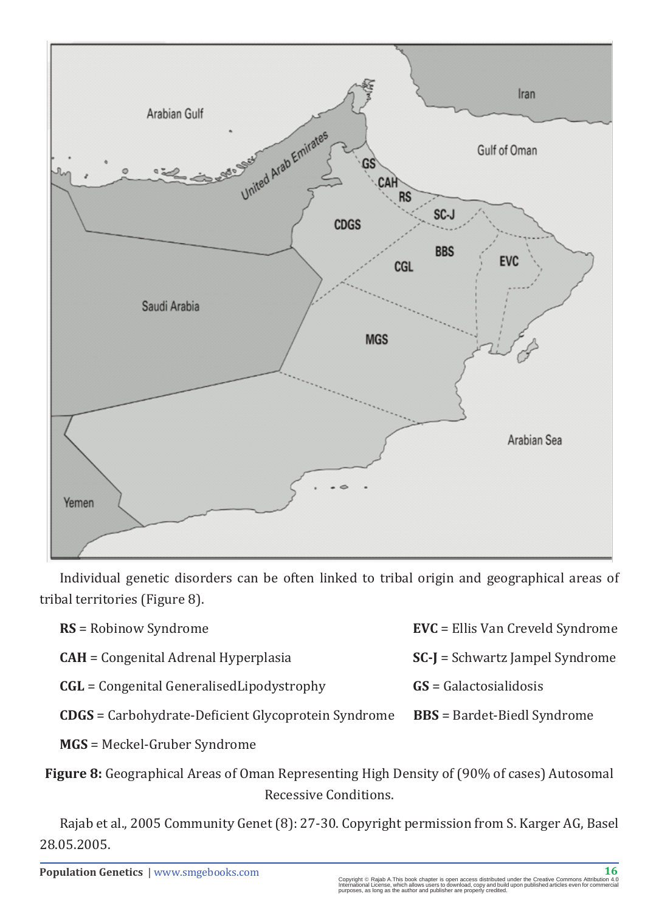Individual genetic disorders can be often linked to tribal origin and geographical areas of tribal territories (Figure 8).

**RS** = Robinow Syndrome

**CAH** = Congenital Adrenal Hyperplasia

**CGL** = Congenital GeneralisedLipodystrophy

**CDGS** = Carbohydrate-Deficient Glycoprotein Syndrome

**MGS** = Meckel-Gruber Syndrome

**EVC** = Ellis Van Creveld Syndrome

**SC-J** = Schwartz Jampel Syndrome

**GS** = Galactosialidosis

**BBS** = Bardet-Biedl Syndrome

**Figure 8:** Geographical Areas of Oman Representing High Density of (90% of cases) Autosomal Recessive Conditions.

Rajab et al., 2005 Community Genet (8): 27-30. Copyright permission from S. Karger AG, Basel 28.05.2005.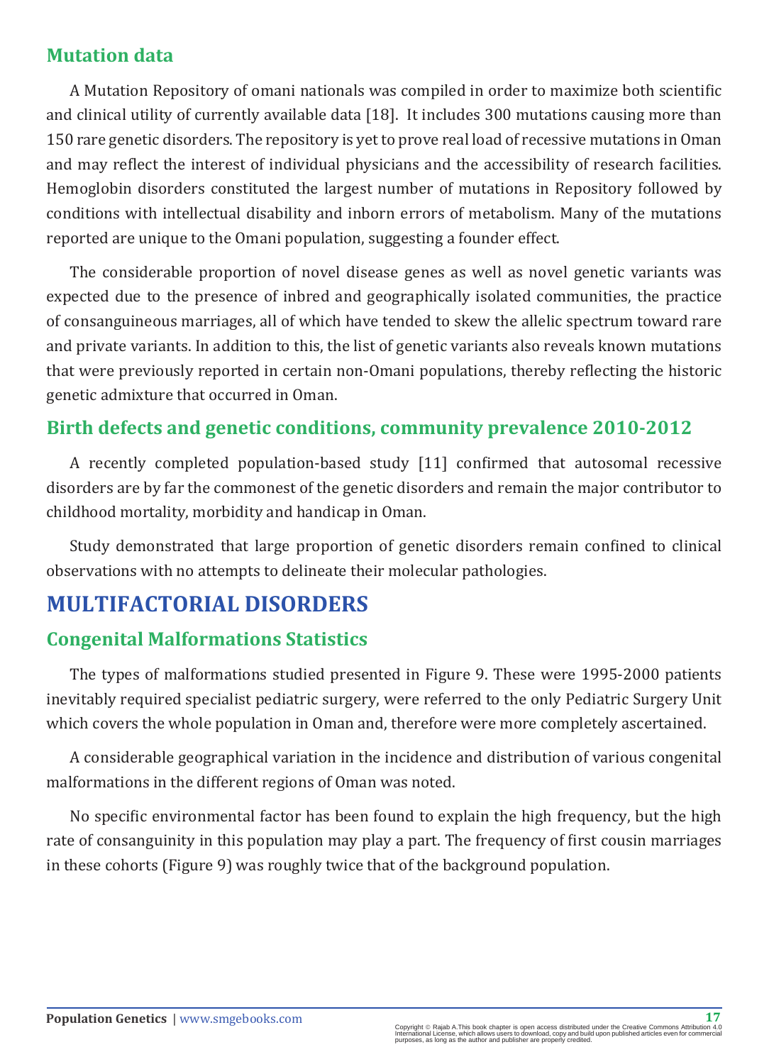## Mutation data

A Mutation Repository of omani nationals was compiled in order to maximize both scientific and clinical utility of currently available data [18]. It includes 300 mutations causing more than 150 rare genetic disorders. The repository is yet to prove real load of recessive mutations in Oman and may reflect the interest of individual physicians and the accessibility of research facilities. Hemoglobin disorders constituted the largest number of mutations in Repository followed by conditions with intellectual disability and inborn errors of metabolism. Many of the mutations reported are unique to the Omani population, suggesting a founder effect.

The considerable proportion of novel disease genes as well as novel genetic variants was expected due to the presence of inbred and geographically isolated communities, the practice of consanguineous marriages, all of which have tended to skew the allelic spectrum toward rare and private variants. In addition to this, the list of genetic variants also reveals known mutations that were previously reported in certain non-Omani populations, thereby reflecting the historic genetic admixture that occurred in Oman.

## Birth defects and genetic conditions, community prevalence 2010-2012

A recently completed population-based study [11] confirmed that autosomal recessive disorders are by far the commonest of the genetic disorders and remain the major contributor to childhood mortality, morbidity and handicap in Oman.

Study demonstrated that large proportion of genetic disorders remain confined to clinical observations with no attempts to delineate their molecular pathologies.

# MULTIFACTORIAL DISORDERS

## Congenital Malformations Statistics

The types of malformations studied presented in Figure 9. These were 1995-2000 patients inevitably required specialist pediatric surgery, were referred to the only Pediatric Surgery Unit which covers the whole population in Oman and, therefore were more completely ascertained.

A considerable geographical variation in the incidence and distribution of various congenital malformations in the different regions of Oman was noted.

No specific environmental factor has been found to explain the high frequency, but the high rate of consanguinity in this population may play a part. The frequency of first cousin marriages in these cohorts (Figure 9) was roughly twice that of the background population.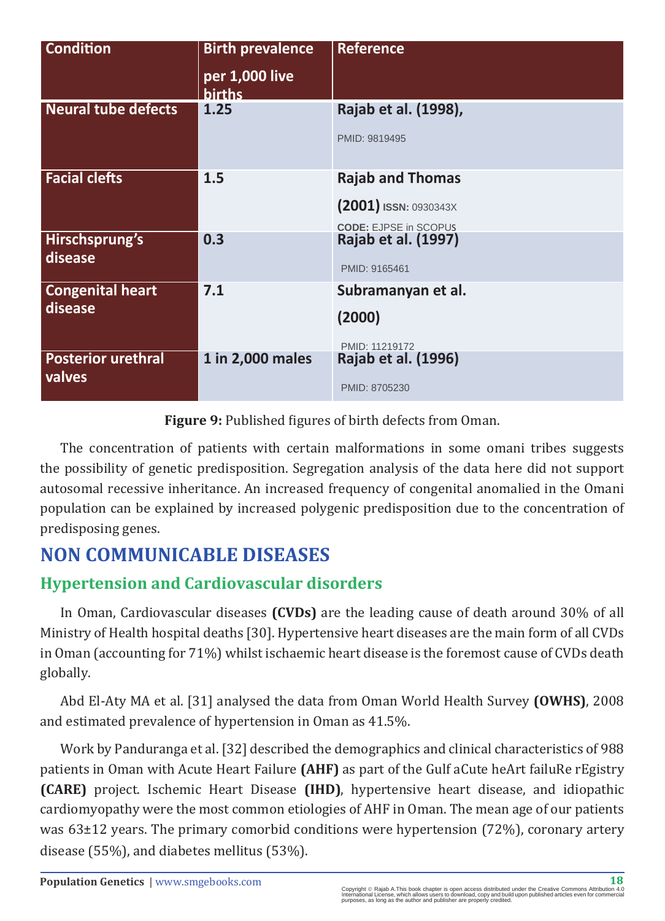| Condition | Birth prevalence per 1,000 live births | Reference |
| --- | --- | --- |
| Neural tube defects | 1.25 | Rajab et al. (1998), PMID: 9819495 |
| Facial clefts | 1.5 | Rajab and Thomas (2001) ISSN: 0930343X CODE: EJPSE in SCOPUS |
| Hirschsprung's disease | 0.3 | Rajab et al. (1997) PMID: 9165461 |
| Congenital heart disease | 7.1 | Subramanyan et al. (2000) PMID: 11219172 |
| Posterior urethral valves | 1 in 2,000 males | Rajab et al. (1996) PMID: 8705230 |

**Figure 9:** Published figures of birth defects from Oman.

The concentration of patients with certain malformations in some omani tribes suggests the possibility of genetic predisposition. Segregation analysis of the data here did not support autosomal recessive inheritance. An increased frequency of congenital anomalied in the Omani population can be explained by increased polygenic predisposition due to the concentration of predisposing genes.

# NON COMMUNICABLE DISEASES

## Hypertension and Cardiovascular disorders

In Oman, Cardiovascular diseases **(CVDs)** are the leading cause of death around 30% of all Ministry of Health hospital deaths [30]. Hypertensive heart diseases are the main form of all CVDs in Oman (accounting for 71%) whilst ischaemic heart disease is the foremost cause of CVDs death globally.

Abd El-Aty MA et al. [31] analysed the data from Oman World Health Survey **(OWHS)**, 2008 and estimated prevalence of hypertension in Oman as 41.5%.

Work by Panduranga et al. [32] described the demographics and clinical characteristics of 988 patients in Oman with Acute Heart Failure **(AHF)** as part of the Gulf aCute heArt failuRe rEgistry **(CARE)** project. Ischemic Heart Disease **(IHD)**, hypertensive heart disease, and idiopathic cardiomyopathy were the most common etiologies of AHF in Oman. The mean age of our patients was 63±12 years. The primary comorbid conditions were hypertension (72%), coronary artery disease (55%), and diabetes mellitus (53%).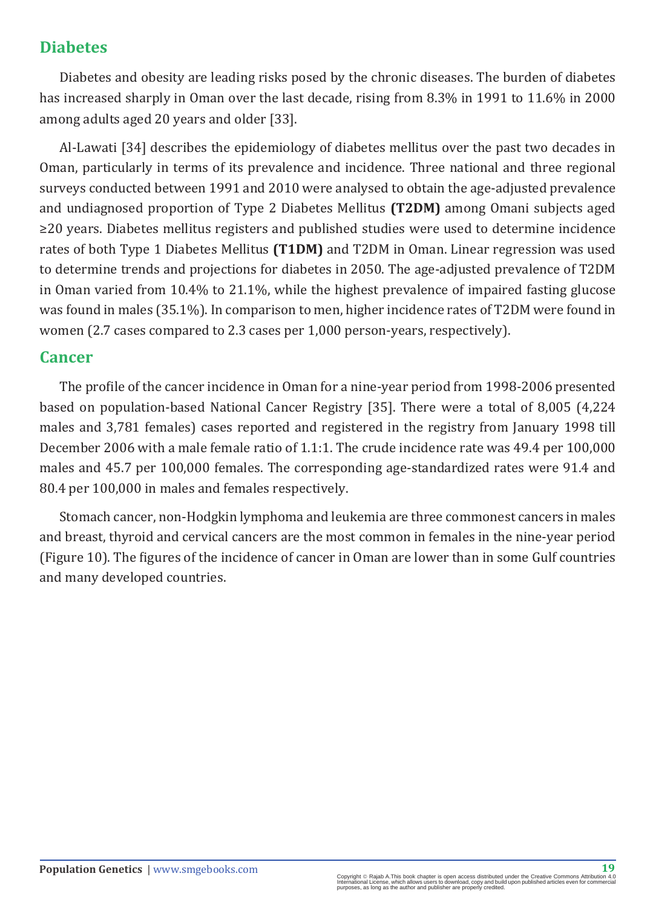## Diabetes

Diabetes and obesity are leading risks posed by the chronic diseases. The burden of diabetes has increased sharply in Oman over the last decade, rising from 8.3% in 1991 to 11.6% in 2000 among adults aged 20 years and older [33].

Al-Lawati [34] describes the epidemiology of diabetes mellitus over the past two decades in Oman, particularly in terms of its prevalence and incidence. Three national and three regional surveys conducted between 1991 and 2010 were analysed to obtain the age-adjusted prevalence and undiagnosed proportion of Type 2 Diabetes Mellitus **(T2DM)** among Omani subjects aged ≥20 years. Diabetes mellitus registers and published studies were used to determine incidence rates of both Type 1 Diabetes Mellitus **(T1DM)** and T2DM in Oman. Linear regression was used to determine trends and projections for diabetes in 2050. The age-adjusted prevalence of T2DM in Oman varied from 10.4% to 21.1%, while the highest prevalence of impaired fasting glucose was found in males (35.1%). In comparison to men, higher incidence rates of T2DM were found in women (2.7 cases compared to 2.3 cases per 1,000 person-years, respectively).

## Cancer

The profile of the cancer incidence in Oman for a nine-year period from 1998-2006 presented based on population-based National Cancer Registry [35]. There were a total of 8,005 (4,224 males and 3,781 females) cases reported and registered in the registry from January 1998 till December 2006 with a male female ratio of 1.1:1. The crude incidence rate was 49.4 per 100,000 males and 45.7 per 100,000 females. The corresponding age-standardized rates were 91.4 and 80.4 per 100,000 in males and females respectively.

Stomach cancer, non-Hodgkin lymphoma and leukemia are three commonest cancers in males and breast, thyroid and cervical cancers are the most common in females in the nine-year period (Figure 10). The figures of the incidence of cancer in Oman are lower than in some Gulf countries and many developed countries.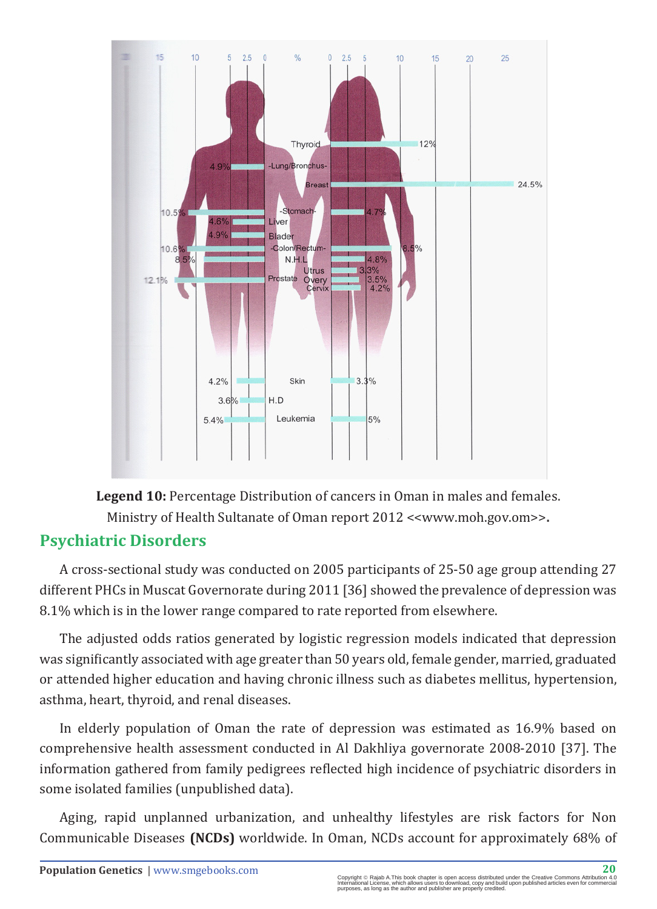**Legend 10:** Percentage Distribution of cancers in Oman in males and females. Ministry of Health Sultanate of Oman report 2012 <<www.moh.gov.om>>.

## Psychiatric Disorders

A cross-sectional study was conducted on 2005 participants of 25-50 age group attending 27 different PHCs in Muscat Governorate during 2011 [36] showed the prevalence of depression was 8.1% which is in the lower range compared to rate reported from elsewhere.

The adjusted odds ratios generated by logistic regression models indicated that depression was significantly associated with age greater than 50 years old, female gender, married, graduated or attended higher education and having chronic illness such as diabetes mellitus, hypertension, asthma, heart, thyroid, and renal diseases.

In elderly population of Oman the rate of depression was estimated as 16.9% based on comprehensive health assessment conducted in Al Dakhliya governorate 2008-2010 [37]. The information gathered from family pedigrees reflected high incidence of psychiatric disorders in some isolated families (unpublished data).

Aging, rapid unplanned urbanization, and unhealthy lifestyles are risk factors for Non Communicable Diseases **(NCDs)** worldwide. In Oman, NCDs account for approximately 68% of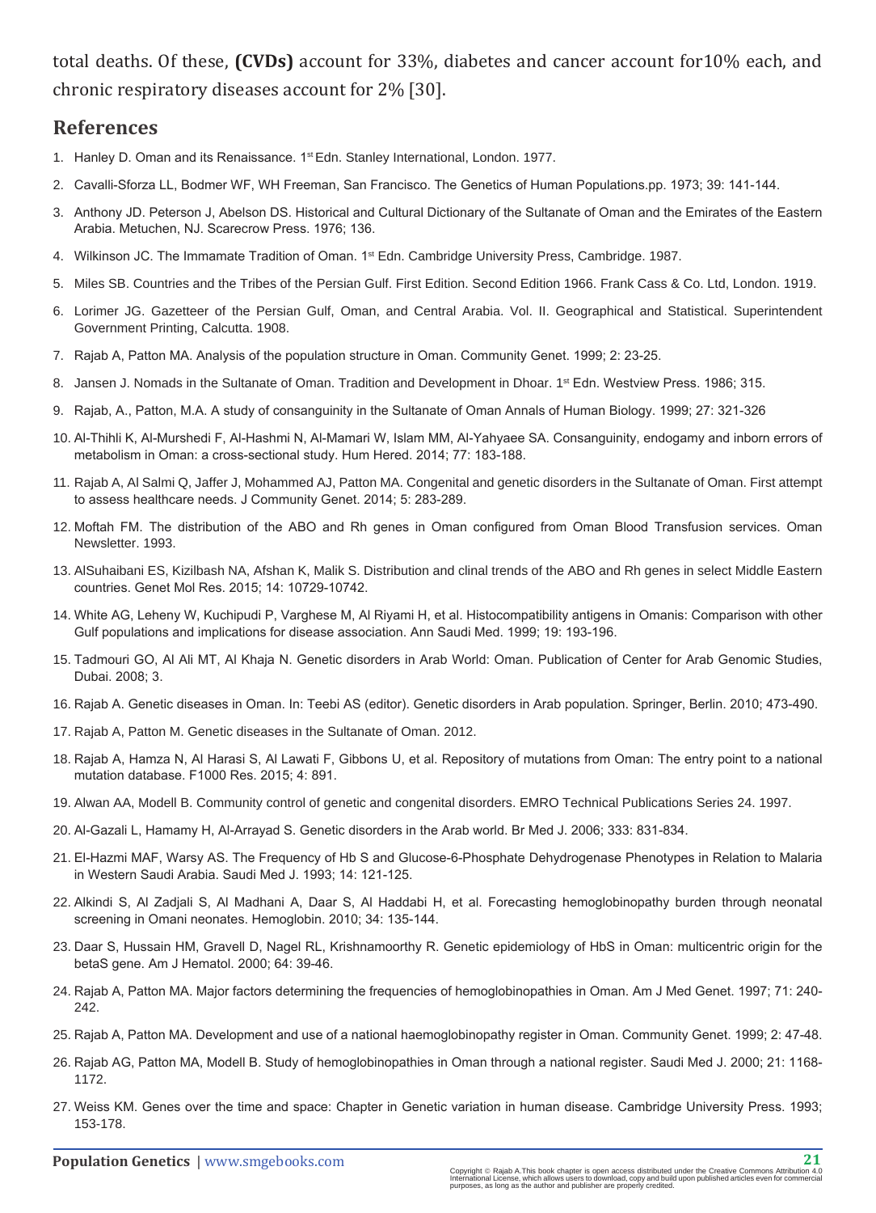total deaths. Of these, **(CVDs)** account for 33%, diabetes and cancer account for10% each, and chronic respiratory diseases account for 2% [30].

## References

1. Hanley D. Oman and its Renaissance. 1st Edn. Stanley International, London. 1977.
2. Cavalli-Sforza LL, Bodmer WF, WH Freeman, San Francisco. The Genetics of Human Populations.pp. 1973; 39: 141-144.
3. Anthony JD. Peterson J, Abelson DS. Historical and Cultural Dictionary of the Sultanate of Oman and the Emirates of the Eastern Arabia. Metuchen, NJ. Scarecrow Press. 1976; 136.
4. Wilkinson JC. The Immamate Tradition of Oman. 1st Edn. Cambridge University Press, Cambridge. 1987.
5. Miles SB. Countries and the Tribes of the Persian Gulf. First Edition. Second Edition 1966. Frank Cass & Co. Ltd, London. 1919.
6. Lorimer JG. Gazetteer of the Persian Gulf, Oman, and Central Arabia. Vol. II. Geographical and Statistical. Superintendent Government Printing, Calcutta. 1908.
7. Rajab A, Patton MA. Analysis of the population structure in Oman. Community Genet. 1999; 2: 23-25.
8. Jansen J. Nomads in the Sultanate of Oman. Tradition and Development in Dhoar. 1st Edn. Westview Press. 1986; 315.
9. Rajab, A., Patton, M.A. A study of consanguinity in the Sultanate of Oman Annals of Human Biology. 1999; 27: 321-326
10. Al-Thihli K, Al-Murshedi F, Al-Hashmi N, Al-Mamari W, Islam MM, Al-Yahyaee SA. Consanguinity, endogamy and inborn errors of metabolism in Oman: a cross-sectional study. Hum Hered. 2014; 77: 183-188.
11. Rajab A, Al Salmi Q, Jaffer J, Mohammed AJ, Patton MA. Congenital and genetic disorders in the Sultanate of Oman. First attempt to assess healthcare needs. J Community Genet. 2014; 5: 283-289.
12. Moftah FM. The distribution of the ABO and Rh genes in Oman configured from Oman Blood Transfusion services. Oman Newsletter. 1993.
13. AlSuhaibani ES, Kizilbash NA, Afshan K, Malik S. Distribution and clinal trends of the ABO and Rh genes in select Middle Eastern countries. Genet Mol Res. 2015; 14: 10729-10742.
14. White AG, Leheny W, Kuchipudi P, Varghese M, Al Riyami H, et al. Histocompatibility antigens in Omanis: Comparison with other Gulf populations and implications for disease association. Ann Saudi Med. 1999; 19: 193-196.
15. Tadmouri GO, Al Ali MT, Al Khaja N. Genetic disorders in Arab World: Oman. Publication of Center for Arab Genomic Studies, Dubai. 2008; 3.
16. Rajab A. Genetic diseases in Oman. In: Teebi AS (editor). Genetic disorders in Arab population. Springer, Berlin. 2010; 473-490.
17. Rajab A, Patton M. Genetic diseases in the Sultanate of Oman. 2012.
18. Rajab A, Hamza N, Al Harasi S, Al Lawati F, Gibbons U, et al. Repository of mutations from Oman: The entry point to a national mutation database. F1000 Res. 2015; 4: 891.
19. Alwan AA, Modell B. Community control of genetic and congenital disorders. EMRO Technical Publications Series 24. 1997.
20. Al-Gazali L, Hamamy H, Al-Arrayad S. Genetic disorders in the Arab world. Br Med J. 2006; 333: 831-834.
21. El-Hazmi MAF, Warsy AS. The Frequency of Hb S and Glucose-6-Phosphate Dehydrogenase Phenotypes in Relation to Malaria in Western Saudi Arabia. Saudi Med J. 1993; 14: 121-125.
22. Alkindi S, Al Zadjali S, Al Madhani A, Daar S, Al Haddabi H, et al. Forecasting hemoglobinopathy burden through neonatal screening in Omani neonates. Hemoglobin. 2010; 34: 135-144.
23. Daar S, Hussain HM, Gravell D, Nagel RL, Krishnamoorthy R. Genetic epidemiology of HbS in Oman: multicentric origin for the betaS gene. Am J Hematol. 2000; 64: 39-46.
24. Rajab A, Patton MA. Major factors determining the frequencies of hemoglobinopathies in Oman. Am J Med Genet. 1997; 71: 240-242.
25. Rajab A, Patton MA. Development and use of a national haemoglobinopathy register in Oman. Community Genet. 1999; 2: 47-48.
26. Rajab AG, Patton MA, Modell B. Study of hemoglobinopathies in Oman through a national register. Saudi Med J. 2000; 21: 1168-1172.
27. Weiss KM. Genes over the time and space: Chapter in Genetic variation in human disease. Cambridge University Press. 1993; 153-178.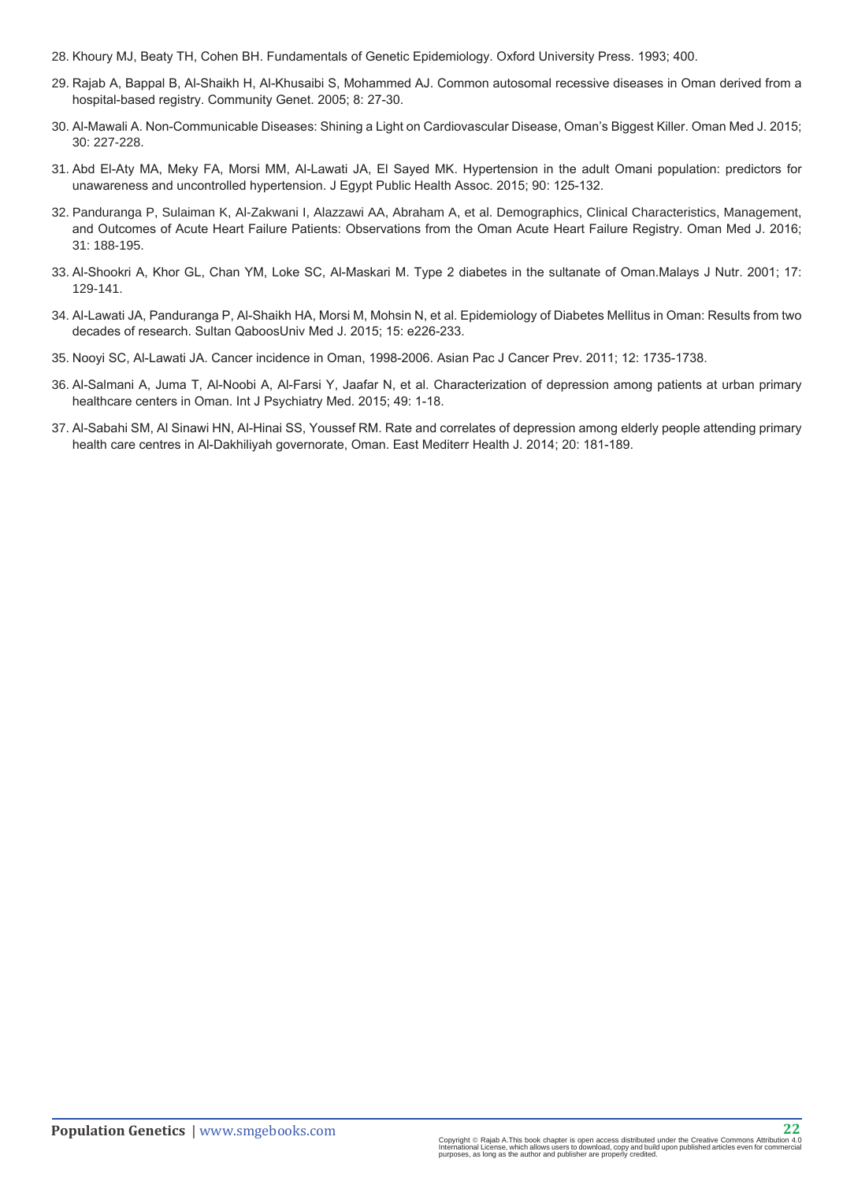28. Khoury MJ, Beaty TH, Cohen BH. Fundamentals of Genetic Epidemiology. Oxford University Press. 1993; 400.

29. Rajab A, Bappal B, Al-Shaikh H, Al-Khusaibi S, Mohammed AJ. Common autosomal recessive diseases in Oman derived from a hospital-based registry. Community Genet. 2005; 8: 27-30.

30. Al-Mawali A. Non-Communicable Diseases: Shining a Light on Cardiovascular Disease, Oman's Biggest Killer. Oman Med J. 2015; 30: 227-228.

31. Abd El-Aty MA, Meky FA, Morsi MM, Al-Lawati JA, El Sayed MK. Hypertension in the adult Omani population: predictors for unawareness and uncontrolled hypertension. J Egypt Public Health Assoc. 2015; 90: 125-132.

32. Panduranga P, Sulaiman K, Al-Zakwani I, Alazzawi AA, Abraham A, et al. Demographics, Clinical Characteristics, Management, and Outcomes of Acute Heart Failure Patients: Observations from the Oman Acute Heart Failure Registry. Oman Med J. 2016; 31: 188-195.

33. Al-Shookri A, Khor GL, Chan YM, Loke SC, Al-Maskari M. Type 2 diabetes in the sultanate of Oman.Malays J Nutr. 2001; 17: 129-141.

34. Al-Lawati JA, Panduranga P, Al-Shaikh HA, Morsi M, Mohsin N, et al. Epidemiology of Diabetes Mellitus in Oman: Results from two decades of research. Sultan QaboosUniv Med J. 2015; 15: e226-233.

35. Nooyi SC, Al-Lawati JA. Cancer incidence in Oman, 1998-2006. Asian Pac J Cancer Prev. 2011; 12: 1735-1738.

36. Al-Salmani A, Juma T, Al-Noobi A, Al-Farsi Y, Jaafar N, et al. Characterization of depression among patients at urban primary healthcare centers in Oman. Int J Psychiatry Med. 2015; 49: 1-18.

37. Al-Sabahi SM, Al Sinawi HN, Al-Hinai SS, Youssef RM. Rate and correlates of depression among elderly people attending primary health care centres in Al-Dakhiliyah governorate, Oman. East Mediterr Health J. 2014; 20: 181-189.